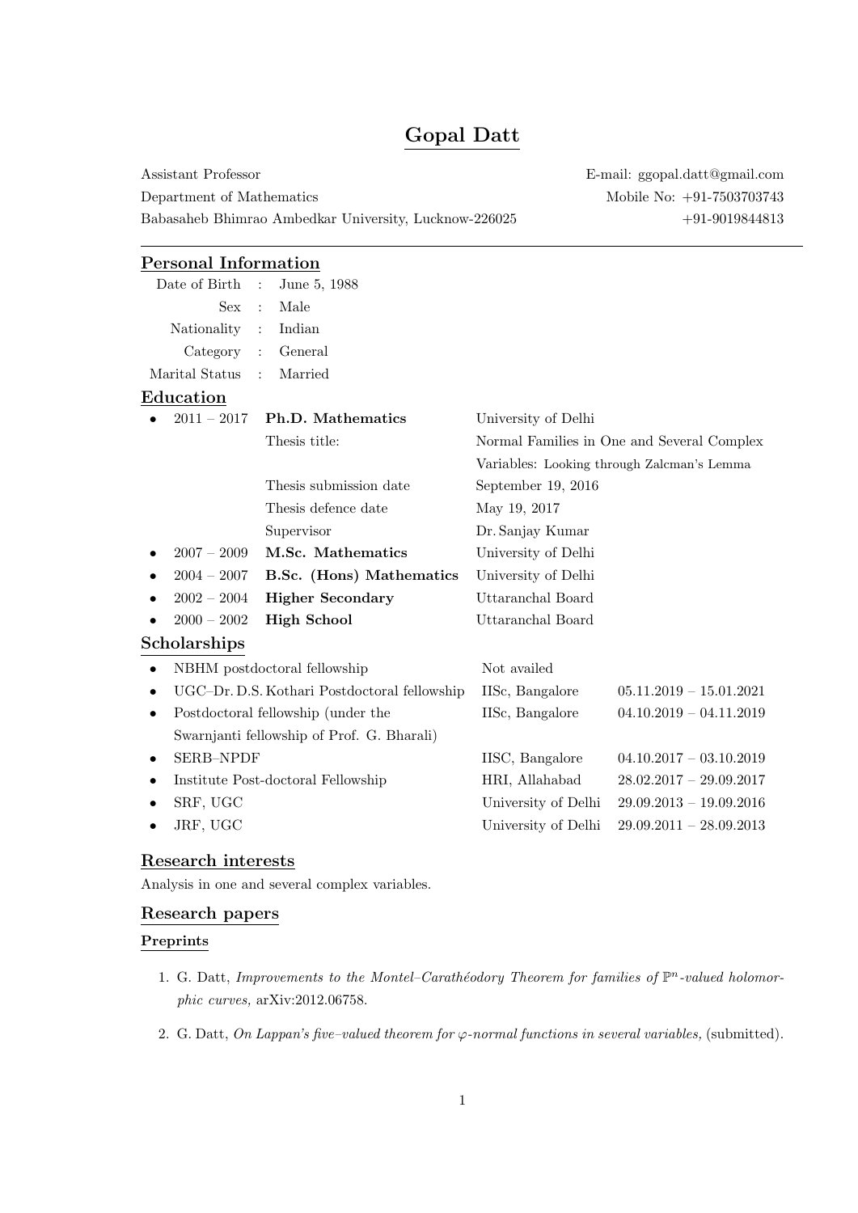# Gopal Datt

Assistant Professor
Department of Mathematics
Babasaheb Bhimrao Ambedkar University, Lucknow-226025

E-mail: ggopal.datt@gmail.com
Mobile No: +91-7503703743
+91-9019844813

---

## Personal Information

| | | |
|---|---|---|
| Date of Birth | : | June 5, 1988 |
| Sex | : | Male |
| Nationality | : | Indian |
| Category | : | General |
| Marital Status | : | Married |

## Education

- 2011 – 2017 **Ph.D. Mathematics** — University of Delhi
  - Thesis title: Normal Families in One and Several Complex Variables: Looking through Zalcman's Lemma
  - Thesis submission date: September 19, 2016
  - Thesis defence date: May 19, 2017
  - Supervisor: Dr. Sanjay Kumar
- 2007 – 2009 **M.Sc. Mathematics** — University of Delhi
- 2004 – 2007 **B.Sc. (Hons) Mathematics** — University of Delhi
- 2002 – 2004 **Higher Secondary** — Uttaranchal Board
- 2000 – 2002 **High School** — Uttaranchal Board

## Scholarships

| Fellowship | Institution | Period |
|---|---|---|
| NBHM postdoctoral fellowship | Not availed | |
| UGC–Dr. D.S. Kothari Postdoctoral fellowship | IISc, Bangalore | 05.11.2019 – 15.01.2021 |
| Postdoctoral fellowship (under the Swarnjanti fellowship of Prof. G. Bharali) | IISc, Bangalore | 04.10.2019 – 04.11.2019 |
| SERB–NPDF | IISC, Bangalore | 04.10.2017 – 03.10.2019 |
| Institute Post-doctoral Fellowship | HRI, Allahabad | 28.02.2017 – 29.09.2017 |
| SRF, UGC | University of Delhi | 29.09.2013 – 19.09.2016 |
| JRF, UGC | University of Delhi | 29.09.2011 – 28.09.2013 |

## Research interests

Analysis in one and several complex variables.

## Research papers

### Preprints

1. G. Datt, *Improvements to the Montel–Carathéodory Theorem for families of $\mathbb{P}^n$-valued holomorphic curves,* arXiv:2012.06758.
2. G. Datt, *On Lappan's five–valued theorem for $\varphi$-normal functions in several variables,* (submitted).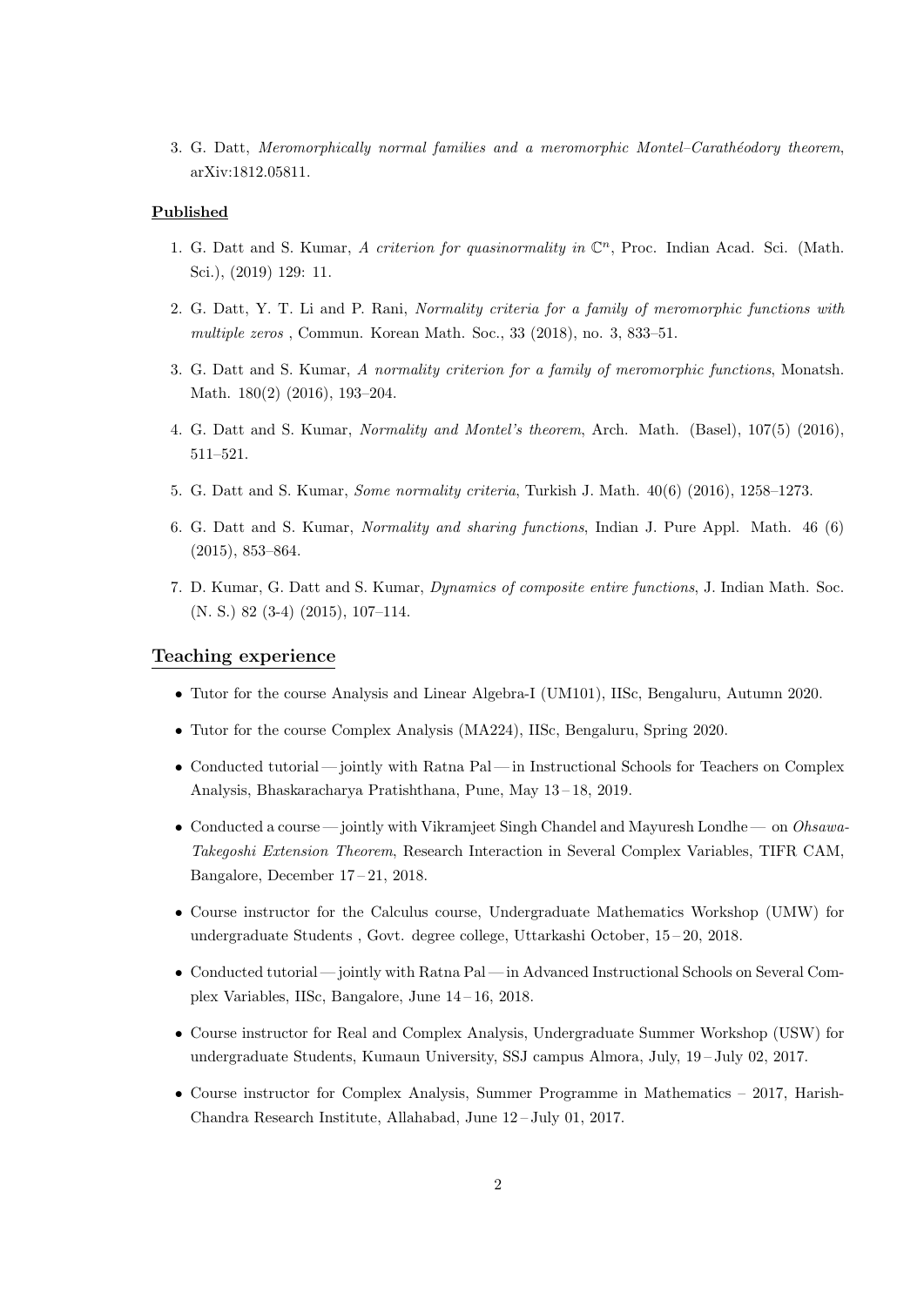3. G. Datt, *Meromorphically normal families and a meromorphic Montel–Carathéodory theorem*, arXiv:1812.05811.

**Published**

1. G. Datt and S. Kumar, *A criterion for quasinormality in* $\mathbb{C}^n$, Proc. Indian Acad. Sci. (Math. Sci.), (2019) 129: 11.

2. G. Datt, Y. T. Li and P. Rani, *Normality criteria for a family of meromorphic functions with multiple zeros* , Commun. Korean Math. Soc., 33 (2018), no. 3, 833–51.

3. G. Datt and S. Kumar, *A normality criterion for a family of meromorphic functions*, Monatsh. Math. 180(2) (2016), 193–204.

4. G. Datt and S. Kumar, *Normality and Montel's theorem*, Arch. Math. (Basel), 107(5) (2016), 511–521.

5. G. Datt and S. Kumar, *Some normality criteria*, Turkish J. Math. 40(6) (2016), 1258–1273.

6. G. Datt and S. Kumar, *Normality and sharing functions*, Indian J. Pure Appl. Math. 46 (6) (2015), 853–864.

7. D. Kumar, G. Datt and S. Kumar, *Dynamics of composite entire functions*, J. Indian Math. Soc. (N. S.) 82 (3-4) (2015), 107–114.

## Teaching experience

- Tutor for the course Analysis and Linear Algebra-I (UM101), IISc, Bengaluru, Autumn 2020.
- Tutor for the course Complex Analysis (MA224), IISc, Bengaluru, Spring 2020.
- Conducted tutorial — jointly with Ratna Pal — in Instructional Schools for Teachers on Complex Analysis, Bhaskaracharya Pratishthana, Pune, May 13 – 18, 2019.
- Conducted a course — jointly with Vikramjeet Singh Chandel and Mayuresh Londhe — on *Ohsawa-Takegoshi Extension Theorem*, Research Interaction in Several Complex Variables, TIFR CAM, Bangalore, December 17 – 21, 2018.
- Course instructor for the Calculus course, Undergraduate Mathematics Workshop (UMW) for undergraduate Students , Govt. degree college, Uttarkashi October, 15 – 20, 2018.
- Conducted tutorial — jointly with Ratna Pal — in Advanced Instructional Schools on Several Complex Variables, IISc, Bangalore, June 14 – 16, 2018.
- Course instructor for Real and Complex Analysis, Undergraduate Summer Workshop (USW) for undergraduate Students, Kumaun University, SSJ campus Almora, July, 19 – July 02, 2017.
- Course instructor for Complex Analysis, Summer Programme in Mathematics – 2017, Harish-Chandra Research Institute, Allahabad, June 12 – July 01, 2017.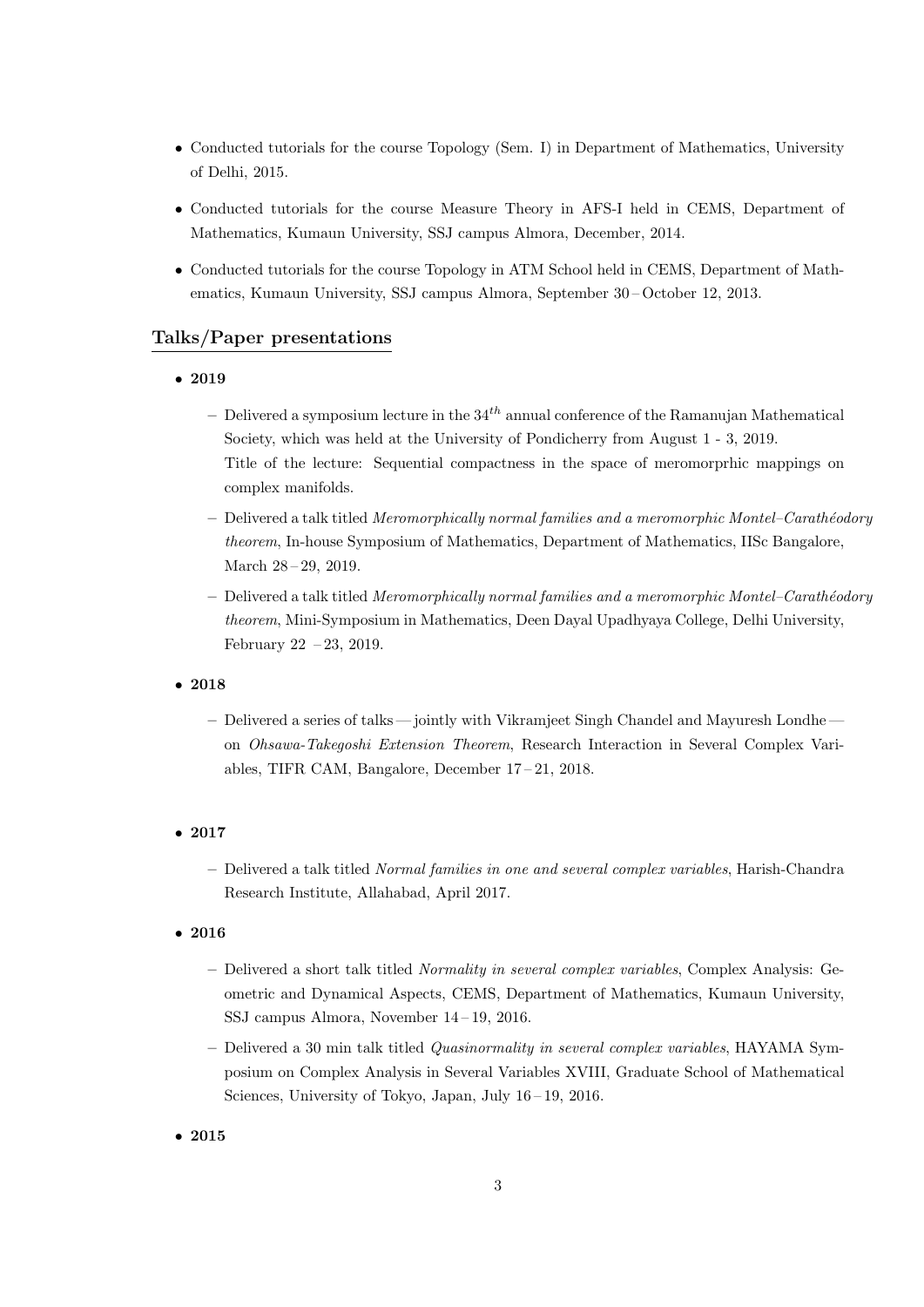- Conducted tutorials for the course Topology (Sem. I) in Department of Mathematics, University of Delhi, 2015.
- Conducted tutorials for the course Measure Theory in AFS-I held in CEMS, Department of Mathematics, Kumaun University, SSJ campus Almora, December, 2014.
- Conducted tutorials for the course Topology in ATM School held in CEMS, Department of Mathematics, Kumaun University, SSJ campus Almora, September 30 – October 12, 2013.

## Talks/Paper presentations

- **2019**
  - Delivered a symposium lecture in the $34^{th}$ annual conference of the Ramanujan Mathematical Society, which was held at the University of Pondicherry from August 1 - 3, 2019.
    Title of the lecture: Sequential compactness in the space of meromorprhic mappings on complex manifolds.
  - Delivered a talk titled *Meromorphically normal families and a meromorphic Montel–Carathéodory theorem*, In-house Symposium of Mathematics, Department of Mathematics, IISc Bangalore, March 28 – 29, 2019.
  - Delivered a talk titled *Meromorphically normal families and a meromorphic Montel–Carathéodory theorem*, Mini-Symposium in Mathematics, Deen Dayal Upadhyaya College, Delhi University, February 22 – 23, 2019.
- **2018**
  - Delivered a series of talks — jointly with Vikramjeet Singh Chandel and Mayuresh Londhe — on *Ohsawa-Takegoshi Extension Theorem*, Research Interaction in Several Complex Variables, TIFR CAM, Bangalore, December 17 – 21, 2018.
- **2017**
  - Delivered a talk titled *Normal families in one and several complex variables*, Harish-Chandra Research Institute, Allahabad, April 2017.
- **2016**
  - Delivered a short talk titled *Normality in several complex variables*, Complex Analysis: Geometric and Dynamical Aspects, CEMS, Department of Mathematics, Kumaun University, SSJ campus Almora, November 14 – 19, 2016.
  - Delivered a 30 min talk titled *Quasinormality in several complex variables*, HAYAMA Symposium on Complex Analysis in Several Variables XVIII, Graduate School of Mathematical Sciences, University of Tokyo, Japan, July 16 – 19, 2016.
- **2015**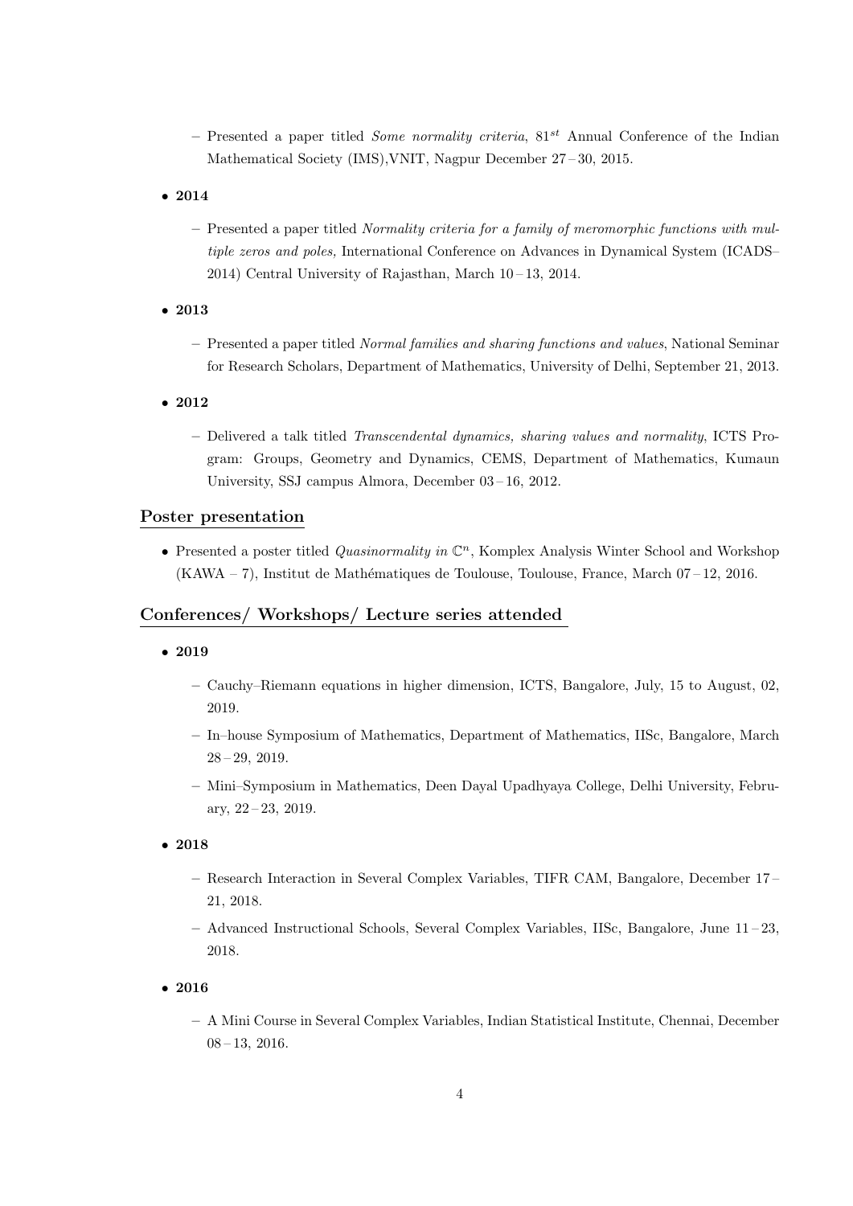- Presented a paper titled *Some normality criteria*, $81^{st}$ Annual Conference of the Indian Mathematical Society (IMS),VNIT, Nagpur December 27 – 30, 2015.

- **2014**
  - Presented a paper titled *Normality criteria for a family of meromorphic functions with multiple zeros and poles,* International Conference on Advances in Dynamical System (ICADS–2014) Central University of Rajasthan, March 10 – 13, 2014.

- **2013**
  - Presented a paper titled *Normal families and sharing functions and values*, National Seminar for Research Scholars, Department of Mathematics, University of Delhi, September 21, 2013.

- **2012**
  - Delivered a talk titled *Transcendental dynamics, sharing values and normality*, ICTS Program: Groups, Geometry and Dynamics, CEMS, Department of Mathematics, Kumaun University, SSJ campus Almora, December 03 – 16, 2012.

## Poster presentation

- Presented a poster titled *Quasinormality in* $\mathbb{C}^n$, Komplex Analysis Winter School and Workshop (KAWA – 7), Institut de Mathématiques de Toulouse, Toulouse, France, March 07 – 12, 2016.

## Conferences/ Workshops/ Lecture series attended

- **2019**
  - Cauchy–Riemann equations in higher dimension, ICTS, Bangalore, July, 15 to August, 02, 2019.
  - In–house Symposium of Mathematics, Department of Mathematics, IISc, Bangalore, March 28 – 29, 2019.
  - Mini–Symposium in Mathematics, Deen Dayal Upadhyaya College, Delhi University, February, 22 – 23, 2019.

- **2018**
  - Research Interaction in Several Complex Variables, TIFR CAM, Bangalore, December 17 – 21, 2018.
  - Advanced Instructional Schools, Several Complex Variables, IISc, Bangalore, June 11 – 23, 2018.

- **2016**
  - A Mini Course in Several Complex Variables, Indian Statistical Institute, Chennai, December 08 – 13, 2016.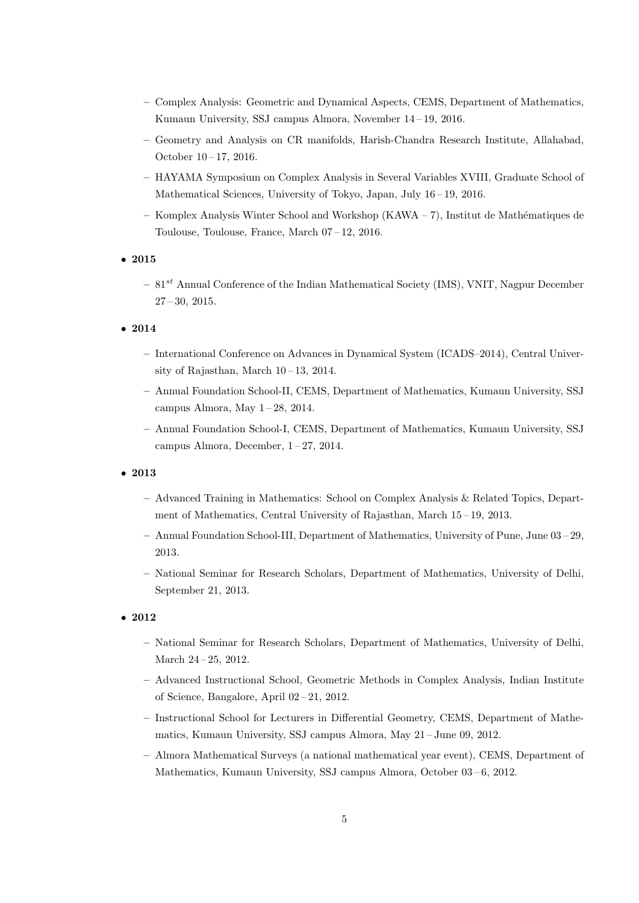- Complex Analysis: Geometric and Dynamical Aspects, CEMS, Department of Mathematics, Kumaun University, SSJ campus Almora, November 14 – 19, 2016.
- Geometry and Analysis on CR manifolds, Harish-Chandra Research Institute, Allahabad, October 10 – 17, 2016.
- HAYAMA Symposium on Complex Analysis in Several Variables XVIII, Graduate School of Mathematical Sciences, University of Tokyo, Japan, July 16 – 19, 2016.
- Komplex Analysis Winter School and Workshop (KAWA – 7), Institut de Mathématiques de Toulouse, Toulouse, France, March 07 – 12, 2016.

- **2015**
  - $81^{st}$ Annual Conference of the Indian Mathematical Society (IMS), VNIT, Nagpur December 27 – 30, 2015.

- **2014**
  - International Conference on Advances in Dynamical System (ICADS–2014), Central University of Rajasthan, March 10 – 13, 2014.
  - Annual Foundation School-II, CEMS, Department of Mathematics, Kumaun University, SSJ campus Almora, May 1 – 28, 2014.
  - Annual Foundation School-I, CEMS, Department of Mathematics, Kumaun University, SSJ campus Almora, December, 1 – 27, 2014.

- **2013**
  - Advanced Training in Mathematics: School on Complex Analysis & Related Topics, Department of Mathematics, Central University of Rajasthan, March 15 – 19, 2013.
  - Annual Foundation School-III, Department of Mathematics, University of Pune, June 03 – 29, 2013.
  - National Seminar for Research Scholars, Department of Mathematics, University of Delhi, September 21, 2013.

- **2012**
  - National Seminar for Research Scholars, Department of Mathematics, University of Delhi, March 24 – 25, 2012.
  - Advanced Instructional School, Geometric Methods in Complex Analysis, Indian Institute of Science, Bangalore, April 02 – 21, 2012.
  - Instructional School for Lecturers in Differential Geometry, CEMS, Department of Mathematics, Kumaun University, SSJ campus Almora, May 21 – June 09, 2012.
  - Almora Mathematical Surveys (a national mathematical year event), CEMS, Department of Mathematics, Kumaun University, SSJ campus Almora, October 03 – 6, 2012.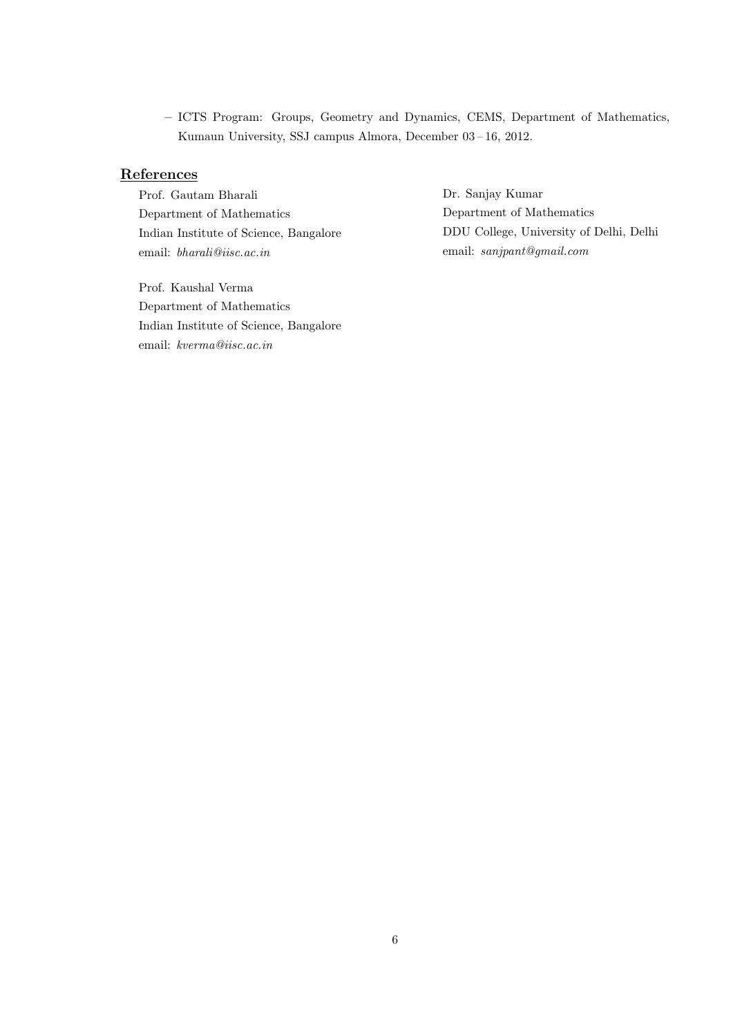- ICTS Program: Groups, Geometry and Dynamics, CEMS, Department of Mathematics, Kumaun University, SSJ campus Almora, December 03 – 16, 2012.

## References

Prof. Gautam Bharali
Department of Mathematics
Indian Institute of Science, Bangalore
email: *bharali@iisc.ac.in*

Dr. Sanjay Kumar
Department of Mathematics
DDU College, University of Delhi, Delhi
email: *sanjpant@gmail.com*

Prof. Kaushal Verma
Department of Mathematics
Indian Institute of Science, Bangalore
email: *kverma@iisc.ac.in*